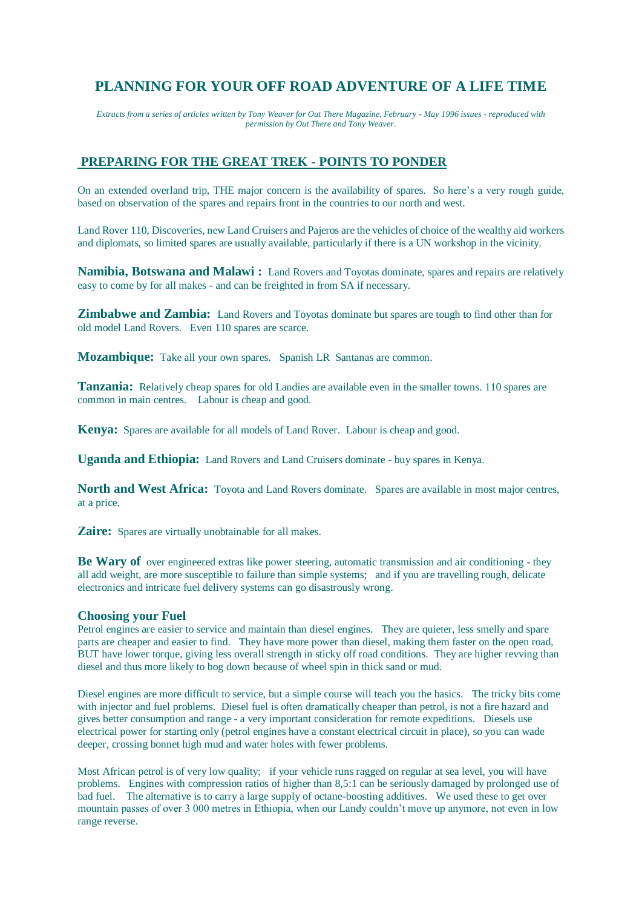# PLANNING FOR YOUR OFF ROAD ADVENTURE OF A LIFE TIME

*Extracts from a series of articles written by Tony Weaver for Out There Magazine, February - May 1996 issues - reproduced with permission by Out There and Tony Weaver.*

## PREPARING FOR THE GREAT TREK - POINTS TO PONDER

On an extended overland trip, THE major concern is the availability of spares. So here's a very rough guide, based on observation of the spares and repairs front in the countries to our north and west.

Land Rover 110, Discoveries, new Land Cruisers and Pajeros are the vehicles of choice of the wealthy aid workers and diplomats, so limited spares are usually available, particularly if there is a UN workshop in the vicinity.

**Namibia, Botswana and Malawi :** Land Rovers and Toyotas dominate, spares and repairs are relatively easy to come by for all makes - and can be freighted in from SA if necessary.

**Zimbabwe and Zambia:** Land Rovers and Toyotas dominate but spares are tough to find other than for old model Land Rovers. Even 110 spares are scarce.

**Mozambique:** Take all your own spares. Spanish LR Santanas are common.

**Tanzania:** Relatively cheap spares for old Landies are available even in the smaller towns. 110 spares are common in main centres. Labour is cheap and good.

**Kenya:** Spares are available for all models of Land Rover. Labour is cheap and good.

**Uganda and Ethiopia:** Land Rovers and Land Cruisers dominate - buy spares in Kenya.

**North and West Africa:** Toyota and Land Rovers dominate. Spares are available in most major centres, at a price.

**Zaire:** Spares are virtually unobtainable for all makes.

**Be Wary of** over engineered extras like power steering, automatic transmission and air conditioning - they all add weight, are more susceptible to failure than simple systems; and if you are travelling rough, delicate electronics and intricate fuel delivery systems can go disastrously wrong.

### Choosing your Fuel

Petrol engines are easier to service and maintain than diesel engines. They are quieter, less smelly and spare parts are cheaper and easier to find. They have more power than diesel, making them faster on the open road, BUT have lower torque, giving less overall strength in sticky off road conditions. They are higher revving than diesel and thus more likely to bog down because of wheel spin in thick sand or mud.

Diesel engines are more difficult to service, but a simple course will teach you the basics. The tricky bits come with injector and fuel problems. Diesel fuel is often dramatically cheaper than petrol, is not a fire hazard and gives better consumption and range - a very important consideration for remote expeditions. Diesels use electrical power for starting only (petrol engines have a constant electrical circuit in place), so you can wade deeper, crossing bonnet high mud and water holes with fewer problems.

Most African petrol is of very low quality; if your vehicle runs ragged on regular at sea level, you will have problems. Engines with compression ratios of higher than 8,5:1 can be seriously damaged by prolonged use of bad fuel. The alternative is to carry a large supply of octane-boosting additives. We used these to get over mountain passes of over 3 000 metres in Ethiopia, when our Landy couldn't move up anymore, not even in low range reverse.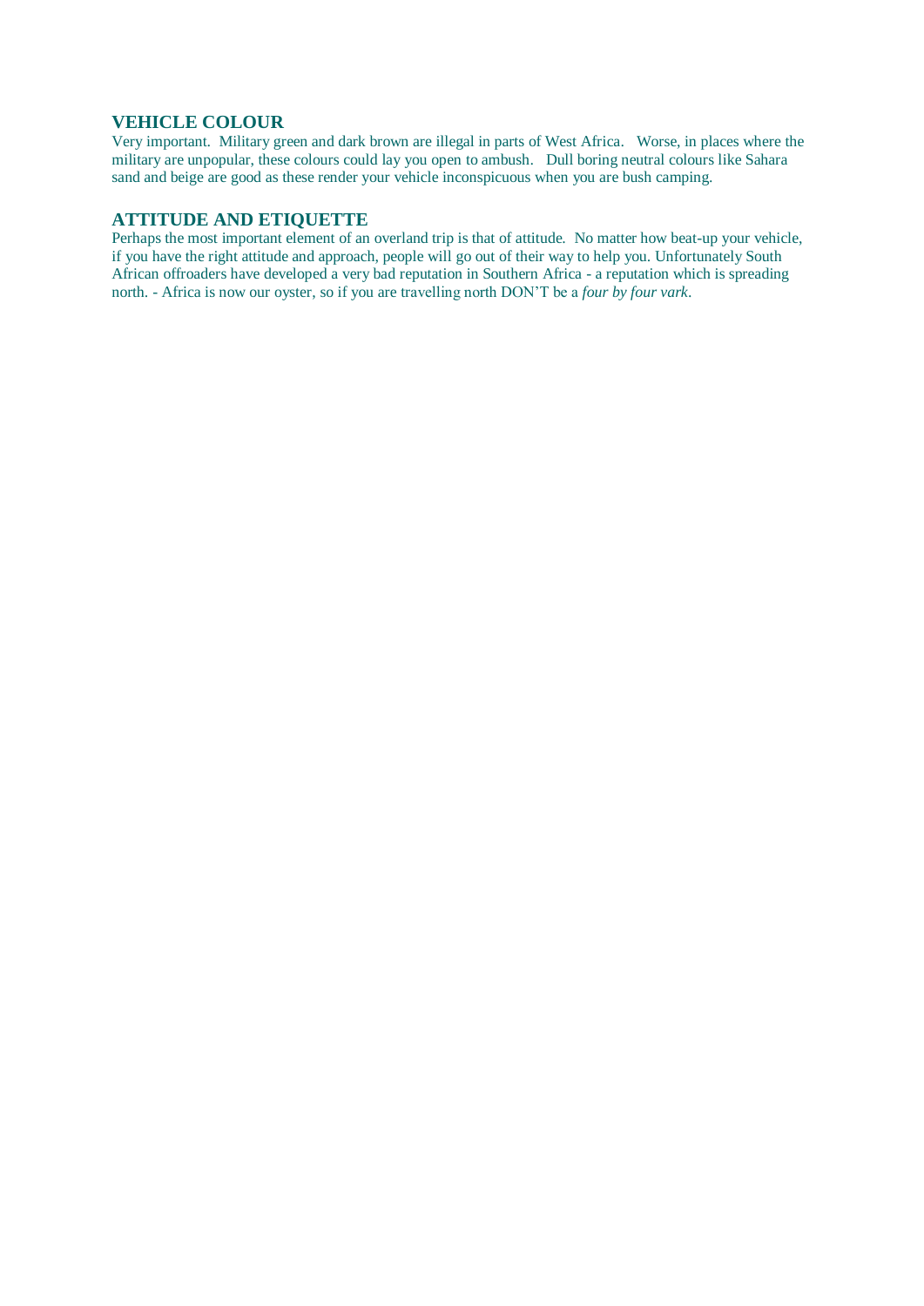## VEHICLE COLOUR

Very important. Military green and dark brown are illegal in parts of West Africa. Worse, in places where the military are unpopular, these colours could lay you open to ambush. Dull boring neutral colours like Sahara sand and beige are good as these render your vehicle inconspicuous when you are bush camping.

## ATTITUDE AND ETIQUETTE

Perhaps the most important element of an overland trip is that of attitude. No matter how beat-up your vehicle, if you have the right attitude and approach, people will go out of their way to help you. Unfortunately South African offroaders have developed a very bad reputation in Southern Africa - a reputation which is spreading north. - Africa is now our oyster, so if you are travelling north DON'T be a *four by four vark*.